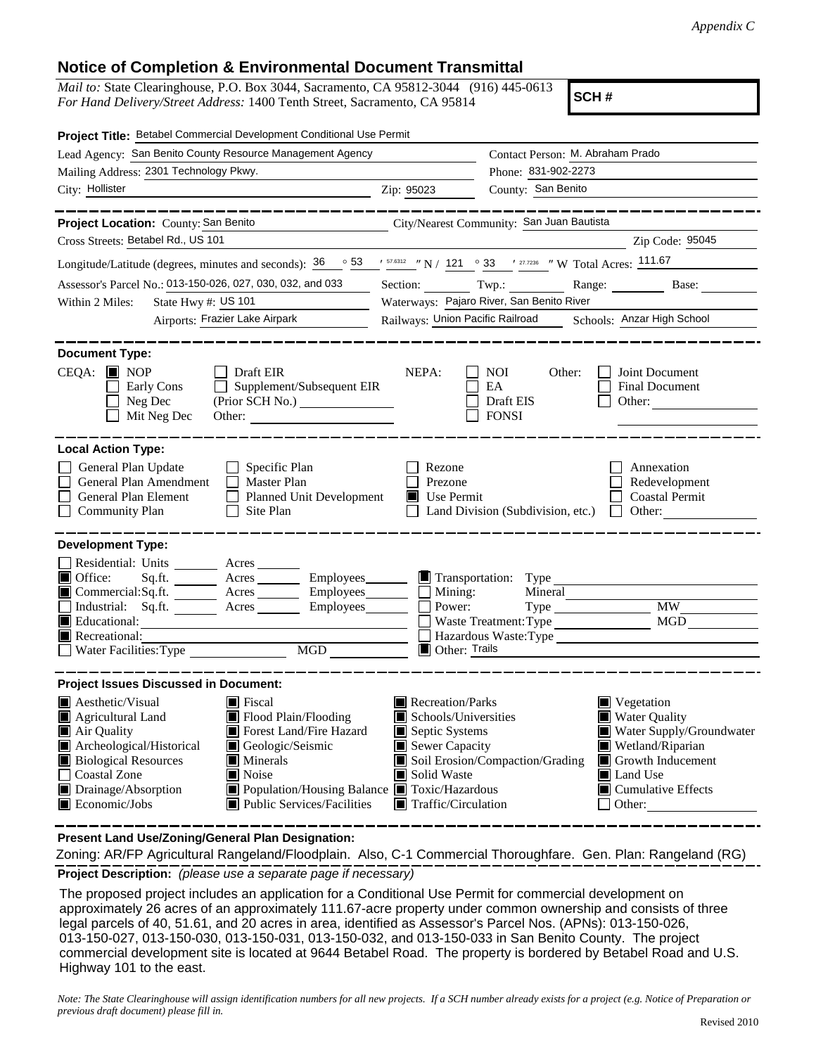*Appendix C*

# Notice of Completion & Environmental Document Transmittal

*Mail to:* State Clearinghouse, P.O. Box 3044, Sacramento, CA 95812-3044 (916) 445-0613
*For Hand Delivery/Street Address:* 1400 Tenth Street, Sacramento, CA 95814

**SCH #**

**Project Title:** Betabel Commercial Development Conditional Use Permit

Lead Agency: San Benito County Resource Management Agency
Contact Person: M. Abraham Prado
Mailing Address: 2301 Technology Pkwy.
Phone: 831-902-2273
City: Hollister
Zip: 95023
County: San Benito

**Project Location:** County: San Benito
City/Nearest Community: San Juan Bautista
Cross Streets: Betabel Rd., US 101
Zip Code: 95045

Longitude/Latitude (degrees, minutes and seconds): 36 ° 53 ′ 57.6312 ″ N / 121 ° 33 ′ 27.7236 ″ W Total Acres: 111.67

Assessor's Parcel No.: 013-150-026, 027, 030, 032, and 033
Section: Twp.: Range: Base:

Within 2 Miles: State Hwy #: US 101
Waterways: Pajaro River, San Benito River
Airports: Frazier Lake Airpark
Railways: Union Pacific Railroad
Schools: Anzar High School

**Document Type:**

CEQA: ■ NOP ☐ Early Cons ☐ Neg Dec ☐ Mit Neg Dec ☐ Draft EIR ☐ Supplement/Subsequent EIR (Prior SCH No.) Other:

NEPA: ☐ NOI ☐ EA ☐ Draft EIS ☐ FONSI

Other: ☐ Joint Document ☐ Final Document ☐ Other:

**Local Action Type:**

☐ General Plan Update ☐ General Plan Amendment ☐ General Plan Element ☐ Community Plan ☐ Specific Plan ☐ Master Plan ☐ Planned Unit Development ☐ Site Plan ☐ Rezone ☐ Prezone ■ Use Permit ☐ Land Division (Subdivision, etc.) ☐ Annexation ☐ Redevelopment ☐ Coastal Permit ☐ Other:

**Development Type:**

☐ Residential: Units Acres
■ Office: Sq.ft. Acres Employees
■ Commercial: Sq.ft. Acres Employees
☐ Industrial: Sq.ft. Acres Employees
■ Educational:
■ Recreational:
☐ Water Facilities: Type MGD
■ Transportation: Type
☐ Mining: Mineral
☐ Power: Type MW
☐ Waste Treatment: Type MGD
☐ Hazardous Waste: Type
■ Other: Trails

**Project Issues Discussed in Document:**

■ Aesthetic/Visual ■ Agricultural Land ■ Air Quality ■ Archeological/Historical ■ Biological Resources ☐ Coastal Zone ■ Drainage/Absorption ■ Economic/Jobs ■ Fiscal ■ Flood Plain/Flooding ■ Forest Land/Fire Hazard ■ Geologic/Seismic ■ Minerals ■ Noise ■ Population/Housing Balance ■ Public Services/Facilities ■ Recreation/Parks ■ Schools/Universities ■ Septic Systems ■ Sewer Capacity ■ Soil Erosion/Compaction/Grading ■ Solid Waste ■ Toxic/Hazardous ■ Traffic/Circulation ■ Vegetation ■ Water Quality ■ Water Supply/Groundwater ■ Wetland/Riparian ■ Growth Inducement ■ Land Use ■ Cumulative Effects ☐ Other:

**Present Land Use/Zoning/General Plan Designation:**

Zoning: AR/FP Agricultural Rangeland/Floodplain. Also, C-1 Commercial Thoroughfare. Gen. Plan: Rangeland (RG)

**Project Description:** *(please use a separate page if necessary)*

The proposed project includes an application for a Conditional Use Permit for commercial development on approximately 26 acres of an approximately 111.67-acre property under common ownership and consists of three legal parcels of 40, 51.61, and 20 acres in area, identified as Assessor's Parcel Nos. (APNs): 013-150-026, 013-150-027, 013-150-030, 013-150-031, 013-150-032, and 013-150-033 in San Benito County. The project commercial development site is located at 9644 Betabel Road. The property is bordered by Betabel Road and U.S. Highway 101 to the east.

*Note: The State Clearinghouse will assign identification numbers for all new projects. If a SCH number already exists for a project (e.g. Notice of Preparation or previous draft document) please fill in.*

Revised 2010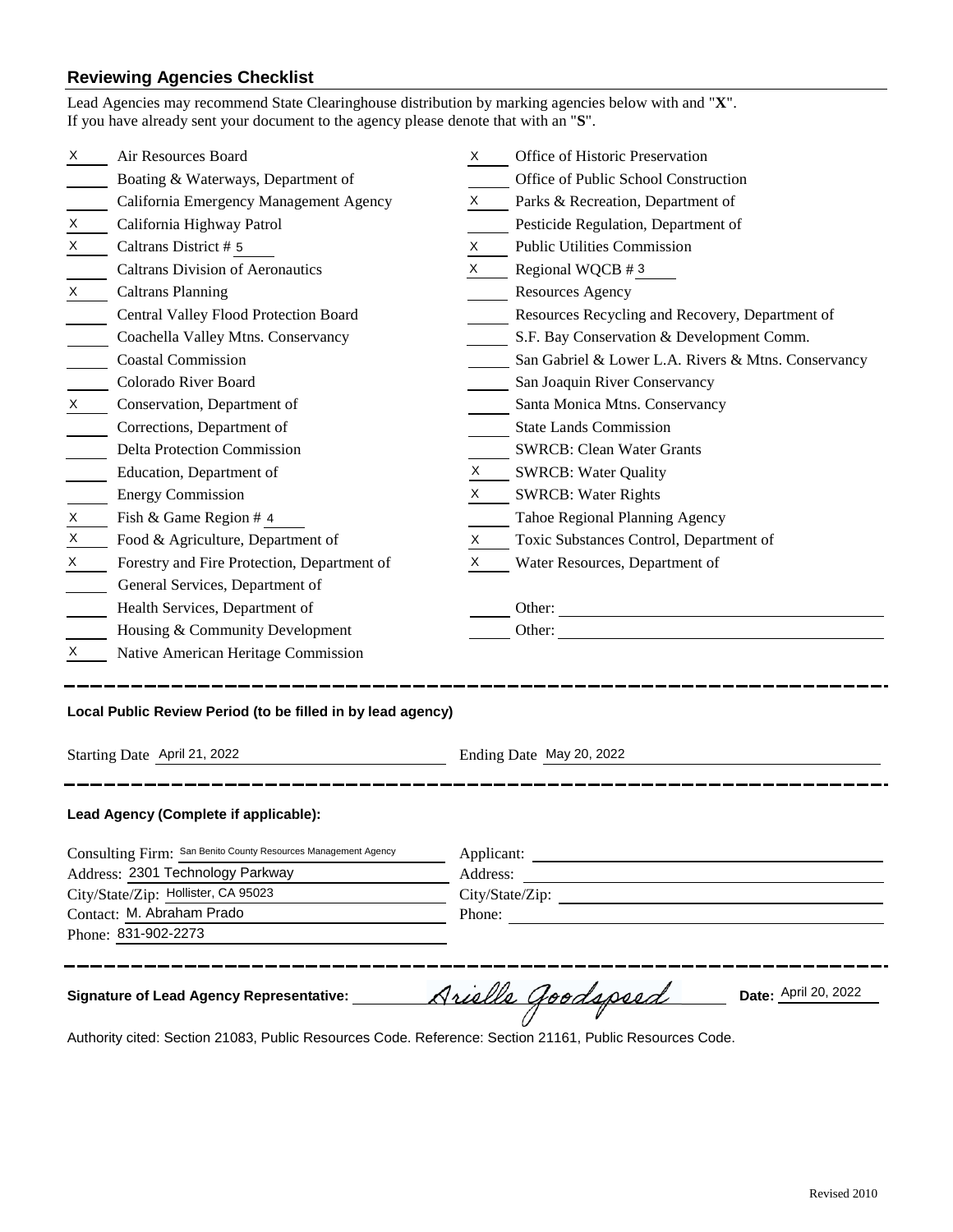## Reviewing Agencies Checklist

Lead Agencies may recommend State Clearinghouse distribution by marking agencies below with and "**X**".
If you have already sent your document to the agency please denote that with an "**S**".

| | | | |
|---|---|---|---|
| X | Air Resources Board | X | Office of Historic Preservation |
| | Boating & Waterways, Department of | | Office of Public School Construction |
| | California Emergency Management Agency | X | Parks & Recreation, Department of |
| X | California Highway Patrol | | Pesticide Regulation, Department of |
| X | Caltrans District # 5 | X | Public Utilities Commission |
| | Caltrans Division of Aeronautics | X | Regional WQCB # 3 |
| X | Caltrans Planning | | Resources Agency |
| | Central Valley Flood Protection Board | | Resources Recycling and Recovery, Department of |
| | Coachella Valley Mtns. Conservancy | | S.F. Bay Conservation & Development Comm. |
| | Coastal Commission | | San Gabriel & Lower L.A. Rivers & Mtns. Conservancy |
| | Colorado River Board | | San Joaquin River Conservancy |
| X | Conservation, Department of | | Santa Monica Mtns. Conservancy |
| | Corrections, Department of | | State Lands Commission |
| | Delta Protection Commission | | SWRCB: Clean Water Grants |
| | Education, Department of | X | SWRCB: Water Quality |
| | Energy Commission | X | SWRCB: Water Rights |
| X | Fish & Game Region # 4 | | Tahoe Regional Planning Agency |
| X | Food & Agriculture, Department of | X | Toxic Substances Control, Department of |
| X | Forestry and Fire Protection, Department of | X | Water Resources, Department of |
| | General Services, Department of | | |
| | Health Services, Department of | | Other: |
| | Housing & Community Development | | Other: |
| X | Native American Heritage Commission | | |

**Local Public Review Period (to be filled in by lead agency)**

Starting Date April 21, 2022 Ending Date May 20, 2022

**Lead Agency (Complete if applicable):**

Consulting Firm: San Benito County Resources Management Agency
Address: 2301 Technology Parkway
City/State/Zip: Hollister, CA 95023
Contact: M. Abraham Prado
Phone: 831-902-2273

Applicant:
Address:
City/State/Zip:
Phone:

**Signature of Lead Agency Representative:** Arielle Goodspeed **Date:** April 20, 2022

Authority cited: Section 21083, Public Resources Code. Reference: Section 21161, Public Resources Code.

Revised 2010